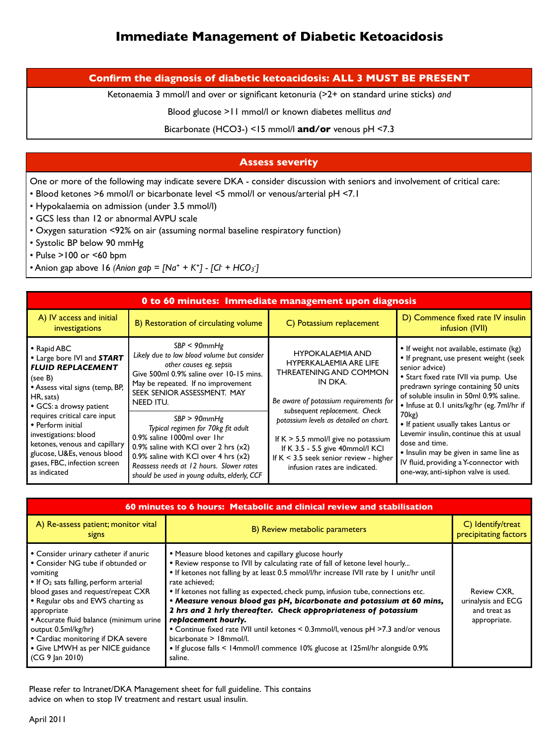# Immediate Management of Diabetic Ketoacidosis

## Confirm the diagnosis of diabetic ketoacidosis: ALL 3 MUST BE PRESENT

Ketonaemia 3 mmol/l and over or significant ketonuria (>2+ on standard urine sticks) *and*

Blood glucose >11 mmol/l or known diabetes mellitus *and*

Bicarbonate ($HCO_3^-$) <15 mmol/l **and/or** venous pH <7.3

## Assess severity

One or more of the following may indicate severe DKA - consider discussion with seniors and involvement of critical care:

- Blood ketones >6 mmol/l or bicarbonate level <5 mmol/l or venous/arterial pH <7.1
- Hypokalaemia on admission (under 3.5 mmol/l)
- GCS less than 12 or abnormal AVPU scale
- Oxygen saturation <92% on air (assuming normal baseline respiratory function)
- Systolic BP below 90 mmHg
- Pulse >100 or <60 bpm
- Anion gap above 16 *(Anion gap = $[Na^+ + K^+] - [Cl^- + HCO_3^-]$)*

## 0 to 60 minutes: Immediate management upon diagnosis

| A) IV access and initial investigations | B) Restoration of circulating volume | C) Potassium replacement | D) Commence fixed rate IV insulin infusion (IVII) |
|---|---|---|---|
| • Rapid ABC<br>• Large bore IVI and ***START FLUID REPLACEMENT*** (see B)<br>• Assess vital signs (temp, BP, HR, sats)<br>• GCS: a drowsy patient requires critical care input<br>• Perform initial investigations: blood ketones, venous and capillary glucose, U&Es, venous blood gases, FBC, infection screen as indicated | *SBP < 90mmHg*<br>*Likely due to low blood volume but consider other causes eg. sepsis*<br>Give 500ml 0.9% saline over 10-15 mins. May be repeated. If no improvement SEEK SENIOR ASSESSMENT. MAY NEED ITU.<br><br>*SBP > 90mmHg*<br>*Typical regimen for 70kg fit adult*<br>0.9% saline 1000ml over 1hr<br>0.9% saline with KCl over 2 hrs (x2)<br>0.9% saline with KCl over 4 hrs (x2)<br>*Reassess needs at 12 hours. Slower rates should be used in young adults, elderly, CCF* | HYPOKALAEMIA AND HYPERKALAEMIA ARE LIFE THREATENING AND COMMON IN DKA.<br><br>*Be aware of potassium requirements for subsequent replacement. Check potassium levels as detailed on chart.*<br><br>If K > 5.5 mmol/l give no potassium<br>If K 3.5 - 5.5 give 40mmol/l KCl<br>If K < 3.5 seek senior review - higher infusion rates are indicated. | • If weight not available, estimate (kg)<br>• If pregnant, use present weight (seek senior advice)<br>• Start fixed rate IVII via pump. Use predrawn syringe containing 50 units of soluble insulin in 50ml 0.9% saline.<br>• Infuse at 0.1 units/kg/hr (eg. 7ml/hr if 70kg)<br>• If patient usually takes Lantus or Levemir insulin, continue this at usual dose and time.<br>• Insulin may be given in same line as IV fluid, providing a Y-connector with one-way, anti-siphon valve is used. |

## 60 minutes to 6 hours: Metabolic and clinical review and stabilisation

| A) Re-assess patient; monitor vital signs | B) Review metabolic parameters | C) Identify/treat precipitating factors |
|---|---|---|
| • Consider urinary catheter if anuric<br>• Consider NG tube if obtunded or vomiting<br>• If $O_2$ sats falling, perform arterial blood gases and request/repeat CXR<br>• Regular obs and EWS charting as appropriate<br>• Accurate fluid balance (minimum urine output 0.5ml/kg/hr)<br>• Cardiac monitoring if DKA severe<br>• Give LMWH as per NICE guidance (CG 9 Jan 2010) | • Measure blood ketones and capillary glucose hourly<br>• Review response to IVII by calculating rate of fall of ketone level hourly...<br>• If ketones not falling by at least 0.5 mmol/l/hr increase IVII rate by 1 unit/hr until rate achieved;<br>• If ketones not falling as expected, check pump, infusion tube, connections etc.<br>• ***Measure venous blood gas pH, bicarbonate and potassium at 60 mins, 2 hrs and 2 hrly thereafter. Check appropriateness of potassium replacement hourly.***<br>• Continue fixed rate IVII until ketones < 0.3mmol/l, venous pH >7.3 and/or venous bicarbonate > 18mmol/l.<br>• If glucose falls < 14mmol/l commence 10% glucose at 125ml/hr alongside 0.9% saline. | Review CXR, urinalysis and ECG and treat as appropriate. |

Please refer to Intranet/DKA Management sheet for full guideline. This contains advice on when to stop IV treatment and restart usual insulin.

April 2011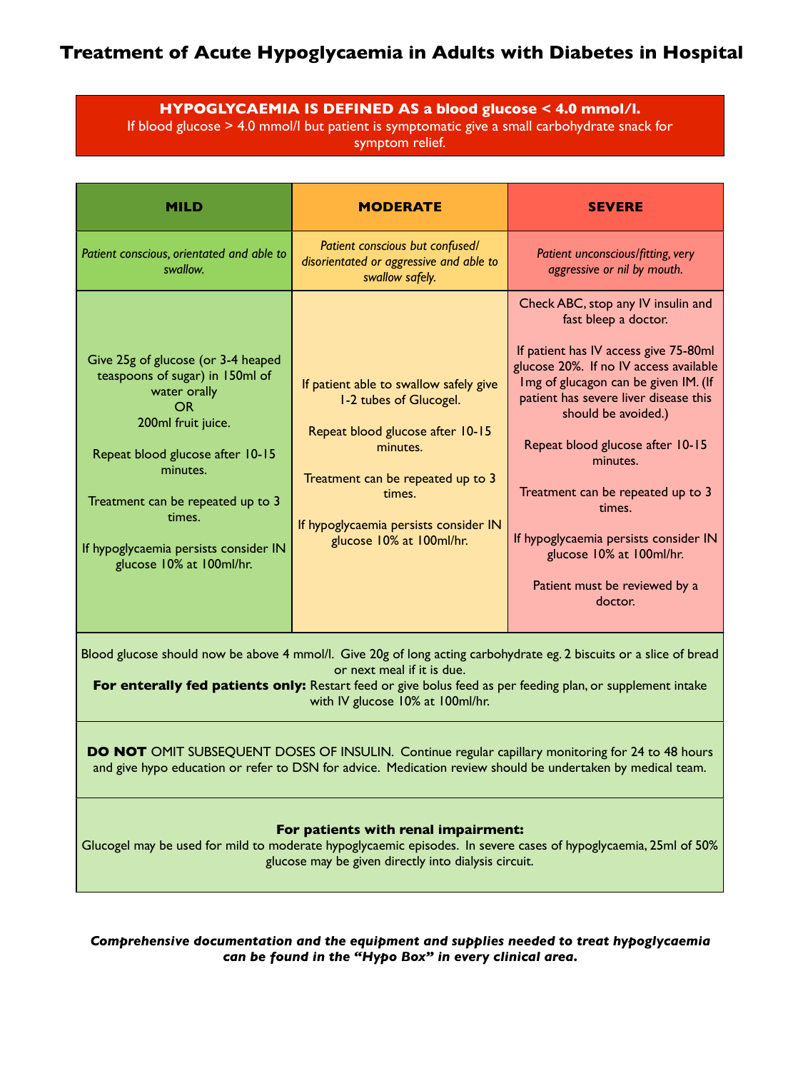# Treatment of Acute Hypoglycaemia in Adults with Diabetes in Hospital

**HYPOGLYCAEMIA IS DEFINED AS a blood glucose < 4.0 mmol/l.**
If blood glucose > 4.0 mmol/l but patient is symptomatic give a small carbohydrate snack for symptom relief.

| MILD | MODERATE | SEVERE |
|---|---|---|
| *Patient conscious, orientated and able to swallow.* | *Patient conscious but confused/ disorientated or aggressive and able to swallow safely.* | *Patient unconscious/fitting, very aggressive or nil by mouth.* |
| Give 25g of glucose (or 3-4 heaped teaspoons of sugar) in 150ml of water orally<br>OR<br>200ml fruit juice.<br><br>Repeat blood glucose after 10-15 minutes.<br><br>Treatment can be repeated up to 3 times.<br><br>If hypoglycaemia persists consider IN glucose 10% at 100ml/hr. | If patient able to swallow safely give 1-2 tubes of Glucogel.<br><br>Repeat blood glucose after 10-15 minutes.<br><br>Treatment can be repeated up to 3 times.<br><br>If hypoglycaemia persists consider IN glucose 10% at 100ml/hr. | Check ABC, stop any IV insulin and fast bleep a doctor.<br><br>If patient has IV access give 75-80ml glucose 20%. If no IV access available 1mg of glucagon can be given IM. (If patient has severe liver disease this should be avoided.)<br><br>Repeat blood glucose after 10-15 minutes.<br><br>Treatment can be repeated up to 3 times.<br><br>If hypoglycaemia persists consider IN glucose 10% at 100ml/hr.<br><br>Patient must be reviewed by a doctor. |

Blood glucose should now be above 4 mmol/l. Give 20g of long acting carbohydrate eg. 2 biscuits or a slice of bread or next meal if it is due.
**For enterally fed patients only:** Restart feed or give bolus feed as per feeding plan, or supplement intake with IV glucose 10% at 100ml/hr.

**DO NOT** OMIT SUBSEQUENT DOSES OF INSULIN. Continue regular capillary monitoring for 24 to 48 hours and give hypo education or refer to DSN for advice. Medication review should be undertaken by medical team.

**For patients with renal impairment:**
Glucogel may be used for mild to moderate hypoglycaemic episodes. In severe cases of hypoglycaemia, 25ml of 50% glucose may be given directly into dialysis circuit.

***Comprehensive documentation and the equipment and supplies needed to treat hypoglycaemia can be found in the "Hypo Box" in every clinical area.***